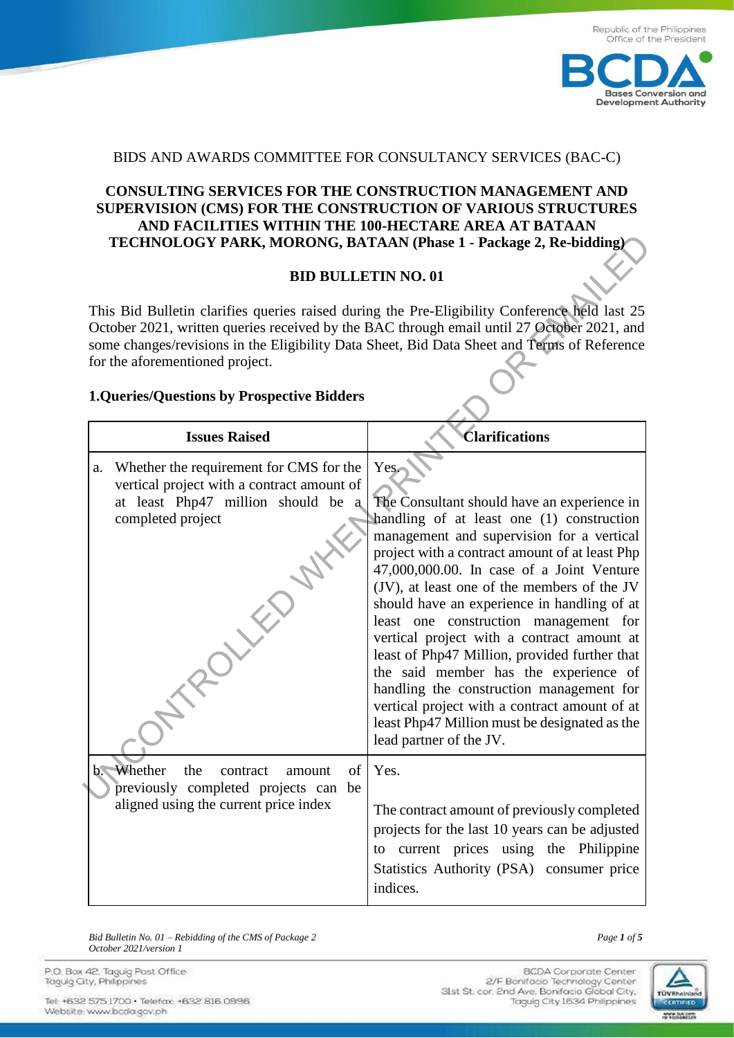BIDS AND AWARDS COMMITTEE FOR CONSULTANCY SERVICES (BAC-C)

**CONSULTING SERVICES FOR THE CONSTRUCTION MANAGEMENT AND SUPERVISION (CMS) FOR THE CONSTRUCTION OF VARIOUS STRUCTURES AND FACILITIES WITHIN THE 100-HECTARE AREA AT BATAAN TECHNOLOGY PARK, MORONG, BATAAN (Phase 1 - Package 2, Re-bidding)**

**BID BULLETIN NO. 01**

This Bid Bulletin clarifies queries raised during the Pre-Eligibility Conference held last 25 October 2021, written queries received by the BAC through email until 27 October 2021, and some changes/revisions in the Eligibility Data Sheet, Bid Data Sheet and Terms of Reference for the aforementioned project.

**1.Queries/Questions by Prospective Bidders**

| Issues Raised | Clarifications |
|---|---|
| a. Whether the requirement for CMS for the vertical project with a contract amount of at least Php47 million should be a completed project | Yes.<br><br>The Consultant should have an experience in handling of at least one (1) construction management and supervision for a vertical project with a contract amount of at least Php 47,000,000.00. In case of a Joint Venture (JV), at least one of the members of the JV should have an experience in handling of at least one construction management for vertical project with a contract amount at least of Php47 Million, provided further that the said member has the experience of handling the construction management for vertical project with a contract amount of at least Php47 Million must be designated as the lead partner of the JV. |
| b. Whether the contract amount of previously completed projects can be aligned using the current price index | Yes.<br><br>The contract amount of previously completed projects for the last 10 years can be adjusted to current prices using the Philippine Statistics Authority (PSA) consumer price indices. |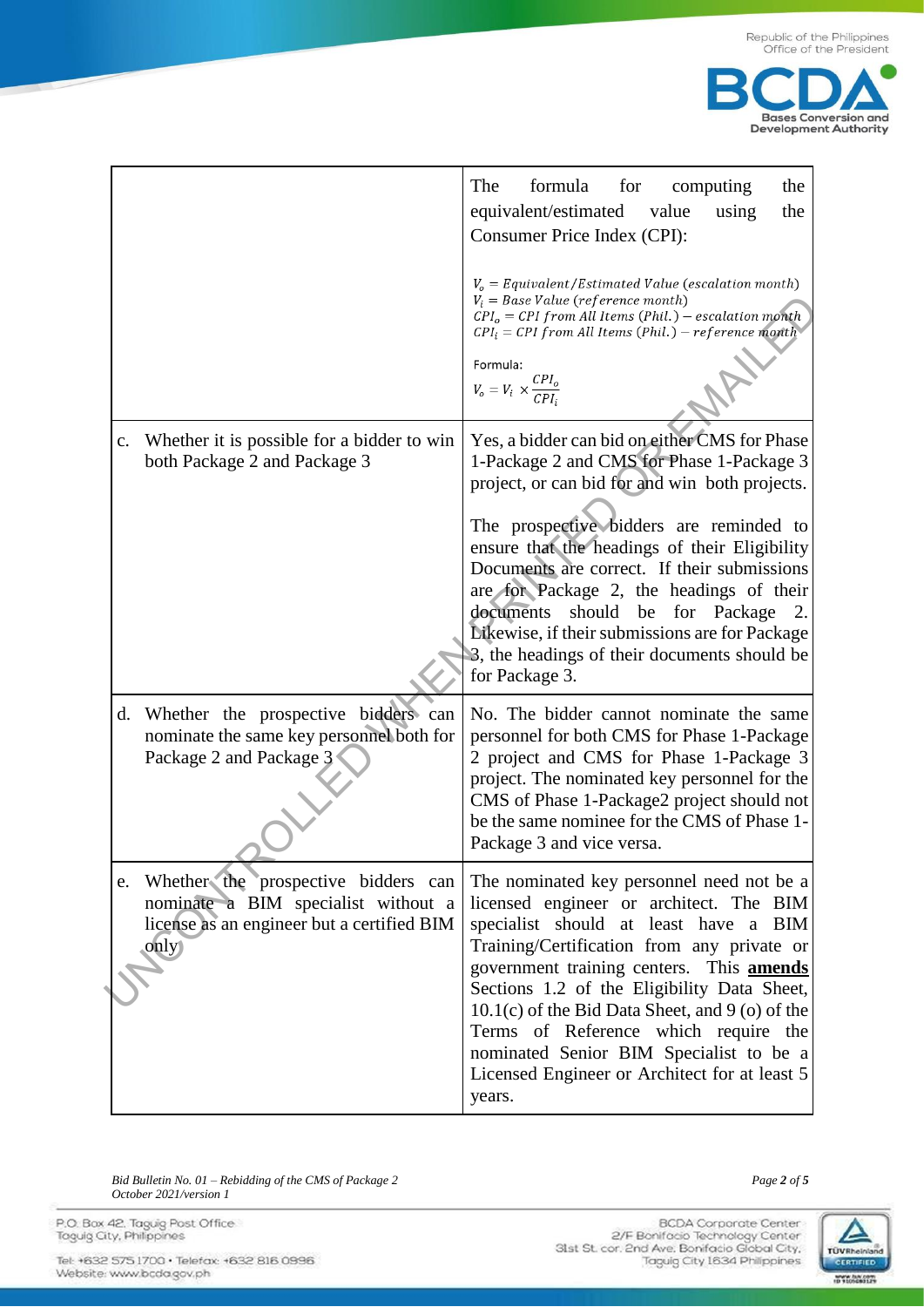| | |
|---|---|
| | The formula for computing the equivalent/estimated value using the Consumer Price Index (CPI):<br><br>$V_o = Equivalent/Estimated\ Value\ (escalation\ month)$<br>$V_i = Base\ Value\ (reference\ month)$<br>$CPI_o = CPI\ from\ All\ Items\ (Phil.) - escalation\ month$<br>$CPI_i = CPI\ from\ All\ Items\ (Phil.) - reference\ month$<br><br>Formula:<br>$V_o = V_i \times \frac{CPI_o}{CPI_i}$ |
| c. Whether it is possible for a bidder to win both Package 2 and Package 3 | Yes, a bidder can bid on either CMS for Phase 1-Package 2 and CMS for Phase 1-Package 3 project, or can bid for and win both projects.<br><br>The prospective bidders are reminded to ensure that the headings of their Eligibility Documents are correct. If their submissions are for Package 2, the headings of their documents should be for Package 2. Likewise, if their submissions are for Package 3, the headings of their documents should be for Package 3. |
| d. Whether the prospective bidders can nominate the same key personnel both for Package 2 and Package 3 | No. The bidder cannot nominate the same personnel for both CMS for Phase 1-Package 2 project and CMS for Phase 1-Package 3 project. The nominated key personnel for the CMS of Phase 1-Package2 project should not be the same nominee for the CMS of Phase 1-Package 3 and vice versa. |
| e. Whether the prospective bidders can nominate a BIM specialist without a license as an engineer but a certified BIM only | The nominated key personnel need not be a licensed engineer or architect. The BIM specialist should at least have a BIM Training/Certification from any private or government training centers. This **amends** Sections 1.2 of the Eligibility Data Sheet, 10.1(c) of the Bid Data Sheet, and 9 (o) of the Terms of Reference which require the nominated Senior BIM Specialist to be a Licensed Engineer or Architect for at least 5 years. |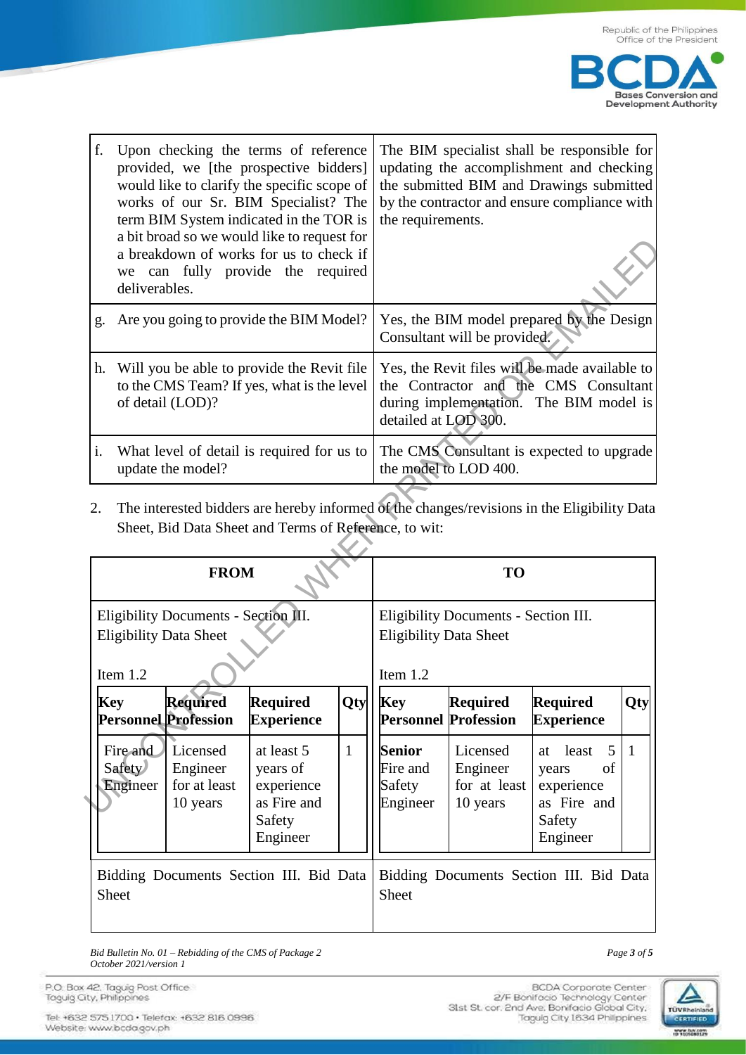| | |
|---|---|
| f. Upon checking the terms of reference provided, we [the prospective bidders] would like to clarify the specific scope of works of our Sr. BIM Specialist? The term BIM System indicated in the TOR is a bit broad so we would like to request for a breakdown of works for us to check if we can fully provide the required deliverables. | The BIM specialist shall be responsible for updating the accomplishment and checking the submitted BIM and Drawings submitted by the contractor and ensure compliance with the requirements. |
| g. Are you going to provide the BIM Model? | Yes, the BIM model prepared by the Design Consultant will be provided. |
| h. Will you be able to provide the Revit file to the CMS Team? If yes, what is the level of detail (LOD)? | Yes, the Revit files will be made available to the Contractor and the CMS Consultant during implementation. The BIM model is detailed at LOD 300. |
| i. What level of detail is required for us to update the model? | The CMS Consultant is expected to upgrade the model to LOD 400. |

2. The interested bidders are hereby informed of the changes/revisions in the Eligibility Data Sheet, Bid Data Sheet and Terms of Reference, to wit:

| FROM | | | | TO | | | |
|---|---|---|---|---|---|---|---|
| Eligibility Documents - Section III. Eligibility Data Sheet<br><br>Item 1.2 | | | | Eligibility Documents - Section III. Eligibility Data Sheet<br><br>Item 1.2 | | | |
| **Key Personnel** | **Required Profession** | **Required Experience** | **Qty** | **Key Personnel** | **Required Profession** | **Required Experience** | **Qty** |
| Fire and Safety Engineer | Licensed Engineer for at least 10 years | at least 5 years of experience as Fire and Safety Engineer | 1 | **Senior** Fire and Safety Engineer | Licensed Engineer for at least 10 years | at least 5 years of experience as Fire and Safety Engineer | 1 |
| Bidding Documents Section III. Bid Data Sheet | | | | Bidding Documents Section III. Bid Data Sheet | | | |

*Bid Bulletin No. 01 – Rebidding of the CMS of Package 2*
*October 2021/version 1*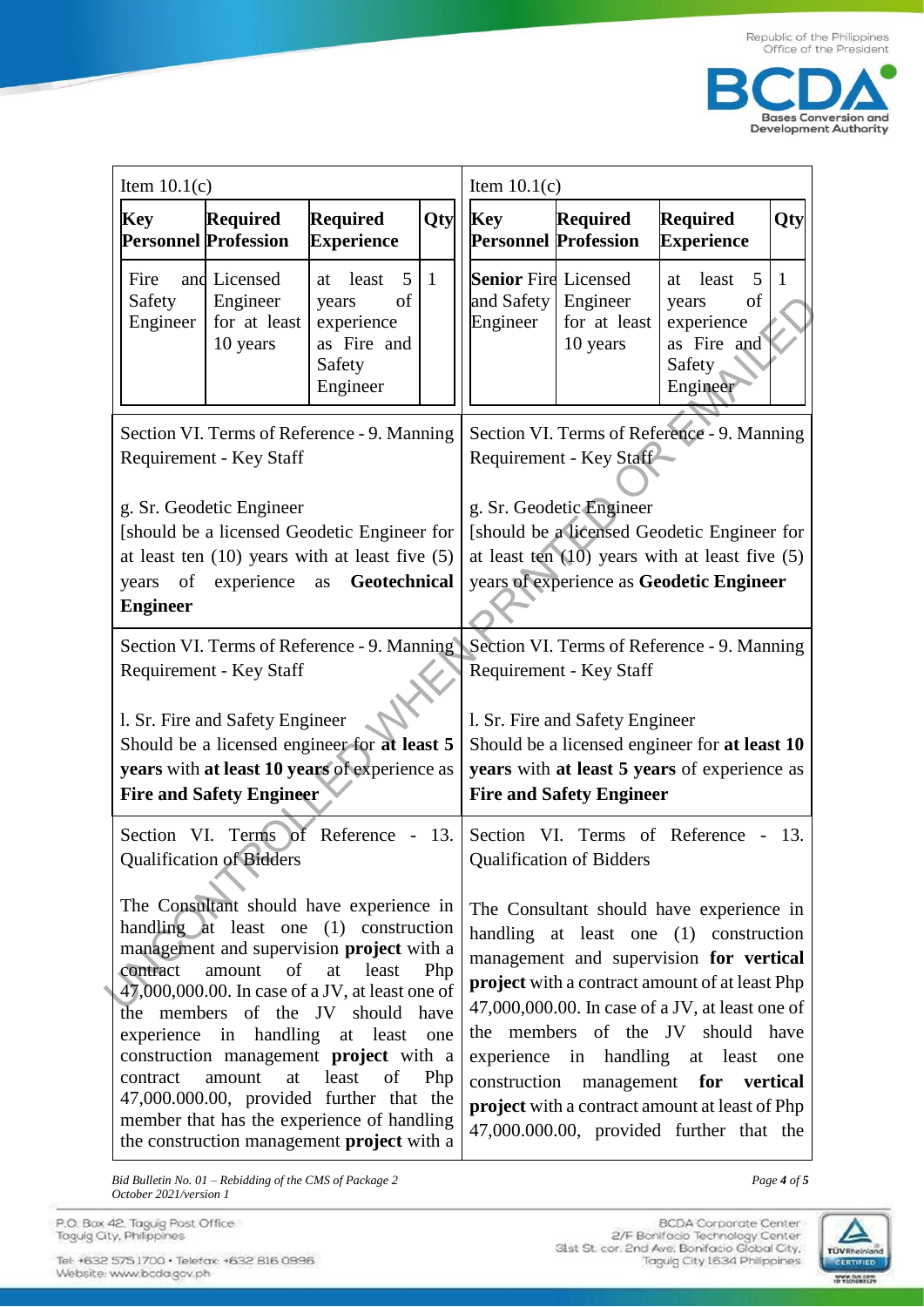| Original | Amended |
|---|---|
| Item 10.1(c)<br><br>**Key Personnel**: Fire and Safety Engineer; **Required Profession**: Licensed Engineer for at least 10 years; **Required Experience**: at least 5 years of experience as Fire and Safety Engineer; **Qty**: 1 | Item 10.1(c)<br><br>**Key Personnel**: **Senior** Fire and Safety Engineer; **Required Profession**: Licensed Engineer for at least 10 years; **Required Experience**: at least 5 years of experience as Fire and Safety Engineer; **Qty**: 1 |
| Section VI. Terms of Reference - 9. Manning Requirement - Key Staff<br><br>g. Sr. Geodetic Engineer<br>[should be a licensed Geodetic Engineer for at least ten (10) years with at least five (5) years of experience as **Geotechnical Engineer** | Section VI. Terms of Reference - 9. Manning Requirement - Key Staff<br><br>g. Sr. Geodetic Engineer<br>[should be a licensed Geodetic Engineer for at least ten (10) years with at least five (5) years of experience as **Geodetic Engineer** |
| Section VI. Terms of Reference - 9. Manning Requirement - Key Staff<br><br>l. Sr. Fire and Safety Engineer<br>Should be a licensed engineer for **at least 5 years** with **at least 10 years** of experience as **Fire and Safety Engineer** | Section VI. Terms of Reference - 9. Manning Requirement - Key Staff<br><br>l. Sr. Fire and Safety Engineer<br>Should be a licensed engineer for **at least 10 years** with **at least 5 years** of experience as **Fire and Safety Engineer** |
| Section VI. Terms of Reference - 13. Qualification of Bidders<br><br>The Consultant should have experience in handling at least one (1) construction management and supervision **project** with a contract amount of at least Php 47,000,000.00. In case of a JV, at least one of the members of the JV should have experience in handling at least one construction management **project** with a contract amount at least of Php 47,000.000.00, provided further that the member that has the experience of handling the construction management **project** with a | Section VI. Terms of Reference - 13. Qualification of Bidders<br><br>The Consultant should have experience in handling at least one (1) construction management and supervision **for vertical project** with a contract amount of at least Php 47,000,000.00. In case of a JV, at least one of the members of the JV should have experience in handling at least one construction management **for vertical project** with a contract amount at least of Php 47,000.000.00, provided further that the |

*Bid Bulletin No. 01 – Rebidding of the CMS of Package 2*
*October 2021/version 1*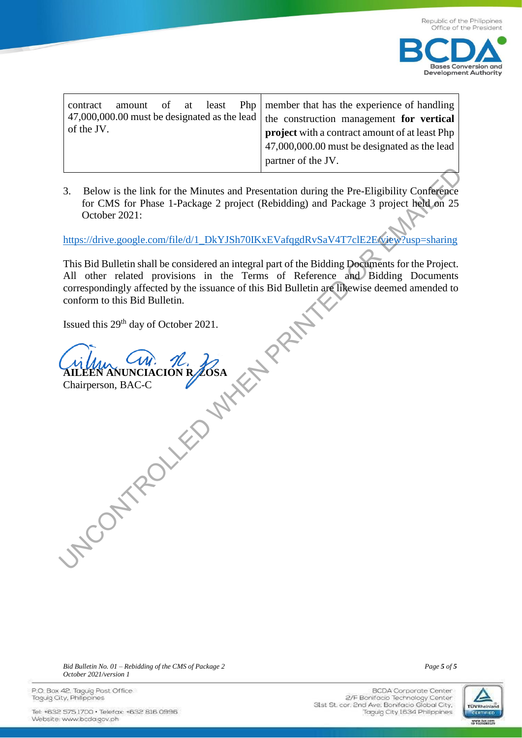| | |
|---|---|
| contract amount of at least Php 47,000,000.00 must be designated as the lead of the JV. | member that has the experience of handling the construction management **for vertical project** with a contract amount of at least Php 47,000,000.00 must be designated as the lead partner of the JV. |

3. Below is the link for the Minutes and Presentation during the Pre-Eligibility Conference for CMS for Phase 1-Package 2 project (Rebidding) and Package 3 project held on 25 October 2021:

https://drive.google.com/file/d/1_DkYJSh70IKxEVafqgdRvSaV4T7clE2E/view?usp=sharing

This Bid Bulletin shall be considered an integral part of the Bidding Documents for the Project. All other related provisions in the Terms of Reference and Bidding Documents correspondingly affected by the issuance of this Bid Bulletin are likewise deemed amended to conform to this Bid Bulletin.

Issued this 29th day of October 2021.

**AILEEN ANUNCIACION R. ZOSA**
Chairperson, BAC-C